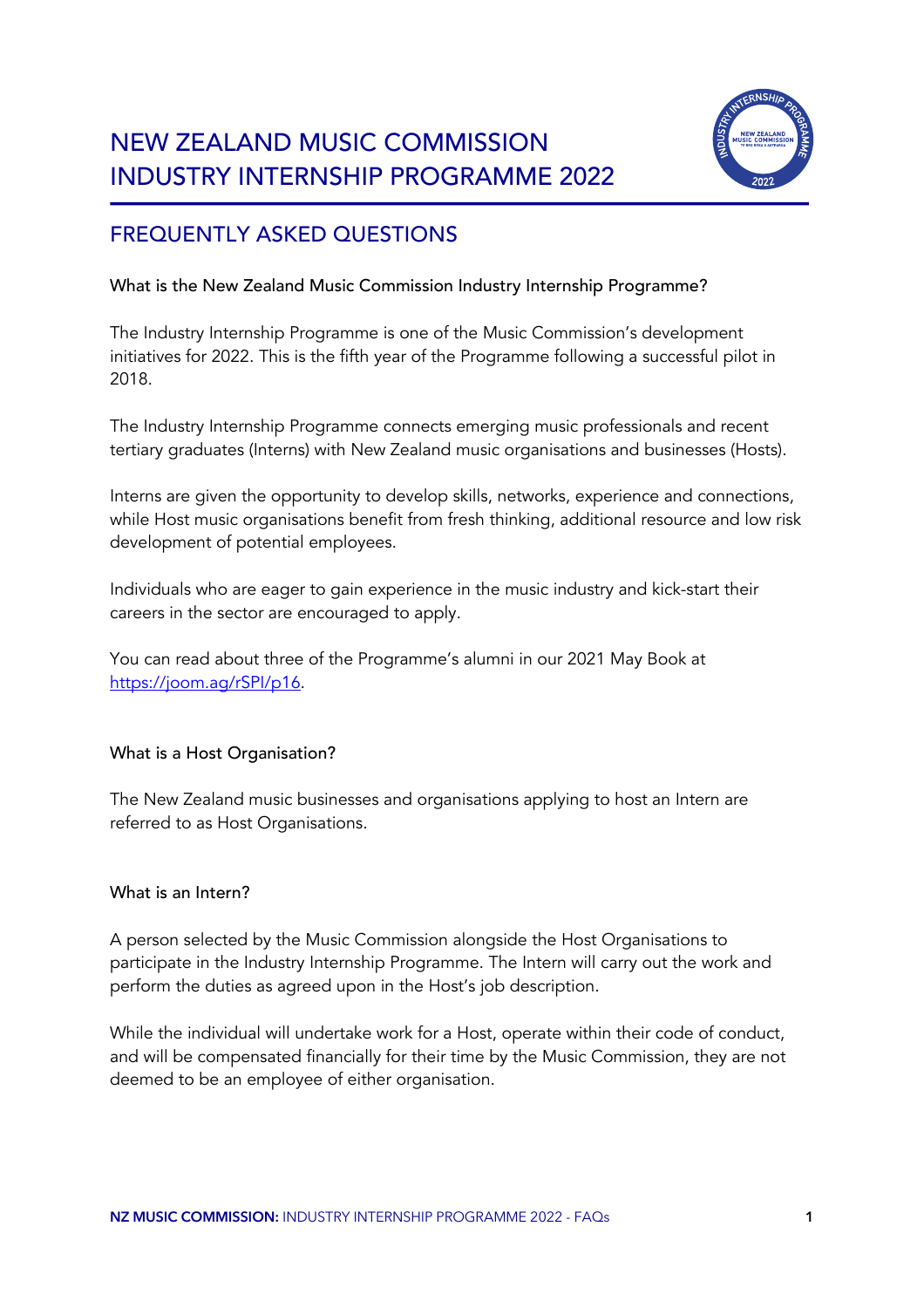# NEW ZEALAND MUSIC COMMISSION INDUSTRY INTERNSHIP PROGRAMME 2022

## FREQUENTLY ASKED QUESTIONS

### What is the New Zealand Music Commission Industry Internship Programme?

The Industry Internship Programme is one of the Music Commission's development initiatives for 2022. This is the fifth year of the Programme following a successful pilot in 2018.

The Industry Internship Programme connects emerging music professionals and recent tertiary graduates (Interns) with New Zealand music organisations and businesses (Hosts).

Interns are given the opportunity to develop skills, networks, experience and connections, while Host music organisations benefit from fresh thinking, additional resource and low risk development of potential employees.

Individuals who are eager to gain experience in the music industry and kick-start their careers in the sector are encouraged to apply.

You can read about three of the Programme's alumni in our 2021 May Book at https://joom.ag/rSPI/p16.

### What is a Host Organisation?

The New Zealand music businesses and organisations applying to host an Intern are referred to as Host Organisations.

### What is an Intern?

A person selected by the Music Commission alongside the Host Organisations to participate in the Industry Internship Programme. The Intern will carry out the work and perform the duties as agreed upon in the Host's job description.

While the individual will undertake work for a Host, operate within their code of conduct, and will be compensated financially for their time by the Music Commission, they are not deemed to be an employee of either organisation.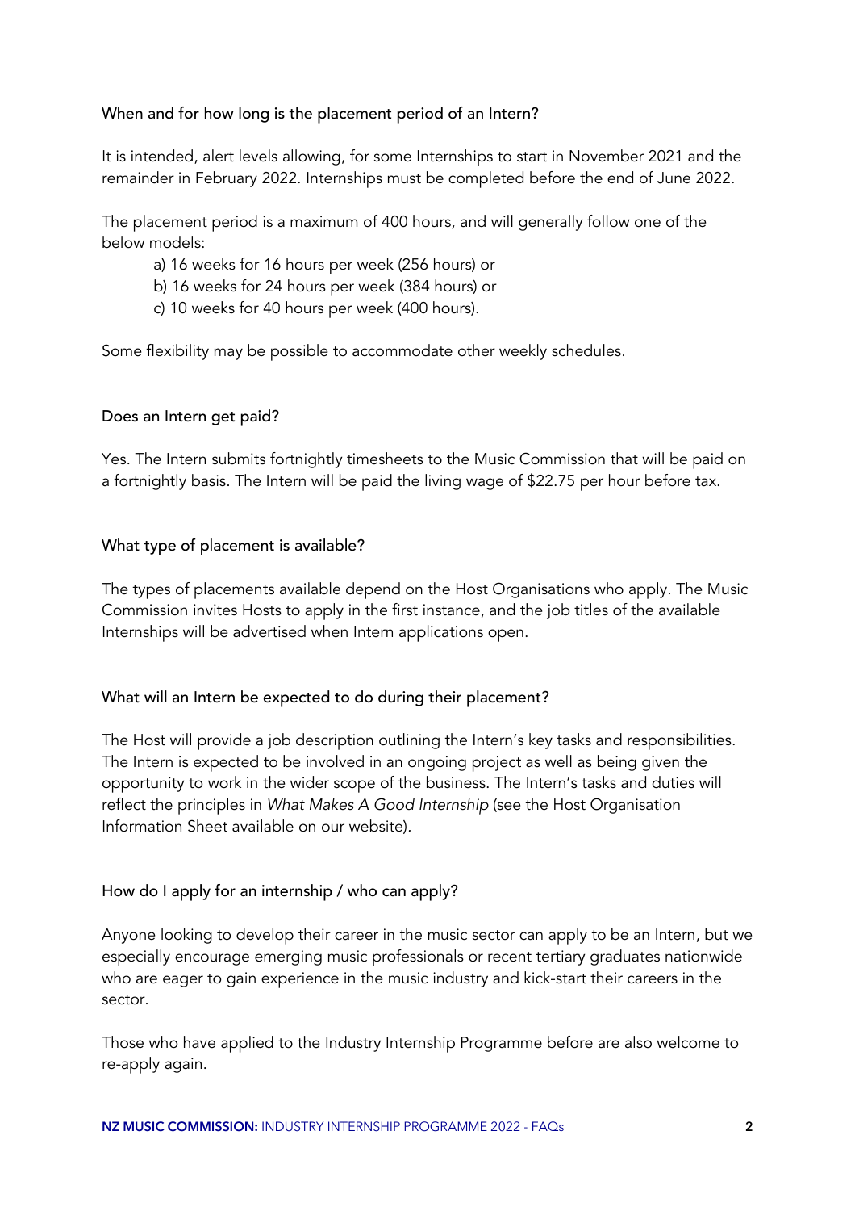### When and for how long is the placement period of an Intern?

It is intended, alert levels allowing, for some Internships to start in November 2021 and the remainder in February 2022. Internships must be completed before the end of June 2022.

The placement period is a maximum of 400 hours, and will generally follow one of the below models:

a) 16 weeks for 16 hours per week (256 hours) or
b) 16 weeks for 24 hours per week (384 hours) or
c) 10 weeks for 40 hours per week (400 hours).

Some flexibility may be possible to accommodate other weekly schedules.

### Does an Intern get paid?

Yes. The Intern submits fortnightly timesheets to the Music Commission that will be paid on a fortnightly basis. The Intern will be paid the living wage of $22.75 per hour before tax.

### What type of placement is available?

The types of placements available depend on the Host Organisations who apply. The Music Commission invites Hosts to apply in the first instance, and the job titles of the available Internships will be advertised when Intern applications open.

### What will an Intern be expected to do during their placement?

The Host will provide a job description outlining the Intern's key tasks and responsibilities. The Intern is expected to be involved in an ongoing project as well as being given the opportunity to work in the wider scope of the business. The Intern's tasks and duties will reflect the principles in *What Makes A Good Internship* (see the Host Organisation Information Sheet available on our website).

### How do I apply for an internship / who can apply?

Anyone looking to develop their career in the music sector can apply to be an Intern, but we especially encourage emerging music professionals or recent tertiary graduates nationwide who are eager to gain experience in the music industry and kick-start their careers in the sector.

Those who have applied to the Industry Internship Programme before are also welcome to re-apply again.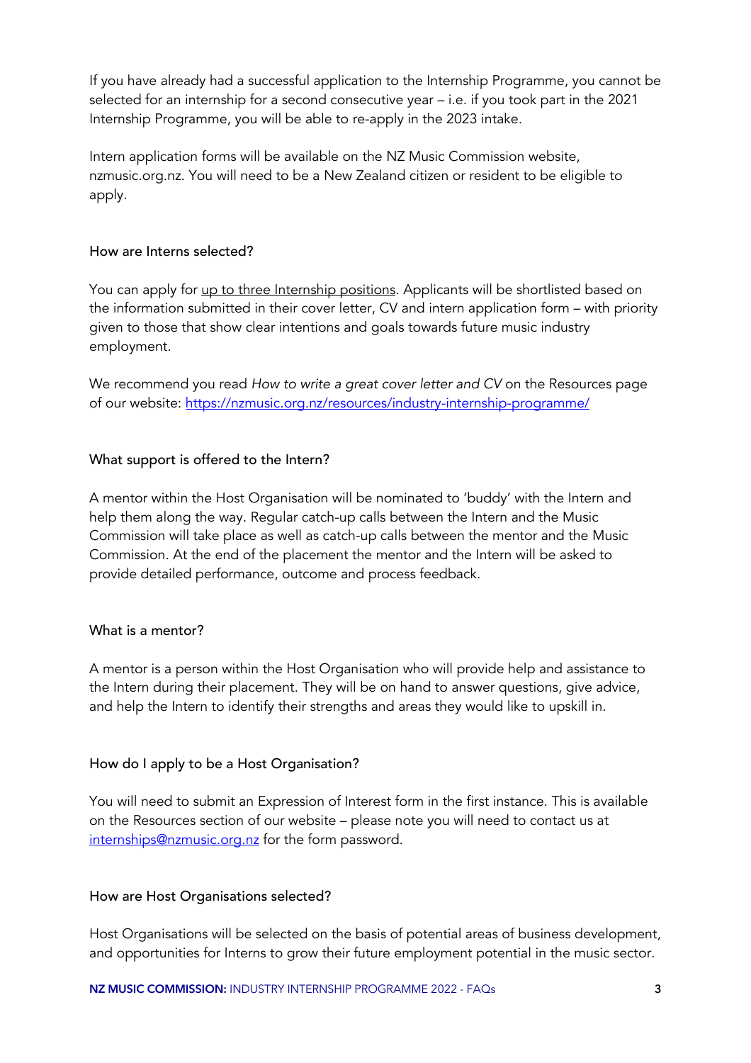If you have already had a successful application to the Internship Programme, you cannot be selected for an internship for a second consecutive year – i.e. if you took part in the 2021 Internship Programme, you will be able to re-apply in the 2023 intake.

Intern application forms will be available on the NZ Music Commission website, nzmusic.org.nz. You will need to be a New Zealand citizen or resident to be eligible to apply.

### How are Interns selected?

You can apply for up to three Internship positions. Applicants will be shortlisted based on the information submitted in their cover letter, CV and intern application form – with priority given to those that show clear intentions and goals towards future music industry employment.

We recommend you read *How to write a great cover letter and CV* on the Resources page of our website: https://nzmusic.org.nz/resources/industry-internship-programme/

### What support is offered to the Intern?

A mentor within the Host Organisation will be nominated to 'buddy' with the Intern and help them along the way. Regular catch-up calls between the Intern and the Music Commission will take place as well as catch-up calls between the mentor and the Music Commission. At the end of the placement the mentor and the Intern will be asked to provide detailed performance, outcome and process feedback.

### What is a mentor?

A mentor is a person within the Host Organisation who will provide help and assistance to the Intern during their placement. They will be on hand to answer questions, give advice, and help the Intern to identify their strengths and areas they would like to upskill in.

### How do I apply to be a Host Organisation?

You will need to submit an Expression of Interest form in the first instance. This is available on the Resources section of our website – please note you will need to contact us at internships@nzmusic.org.nz for the form password.

### How are Host Organisations selected?

Host Organisations will be selected on the basis of potential areas of business development, and opportunities for Interns to grow their future employment potential in the music sector.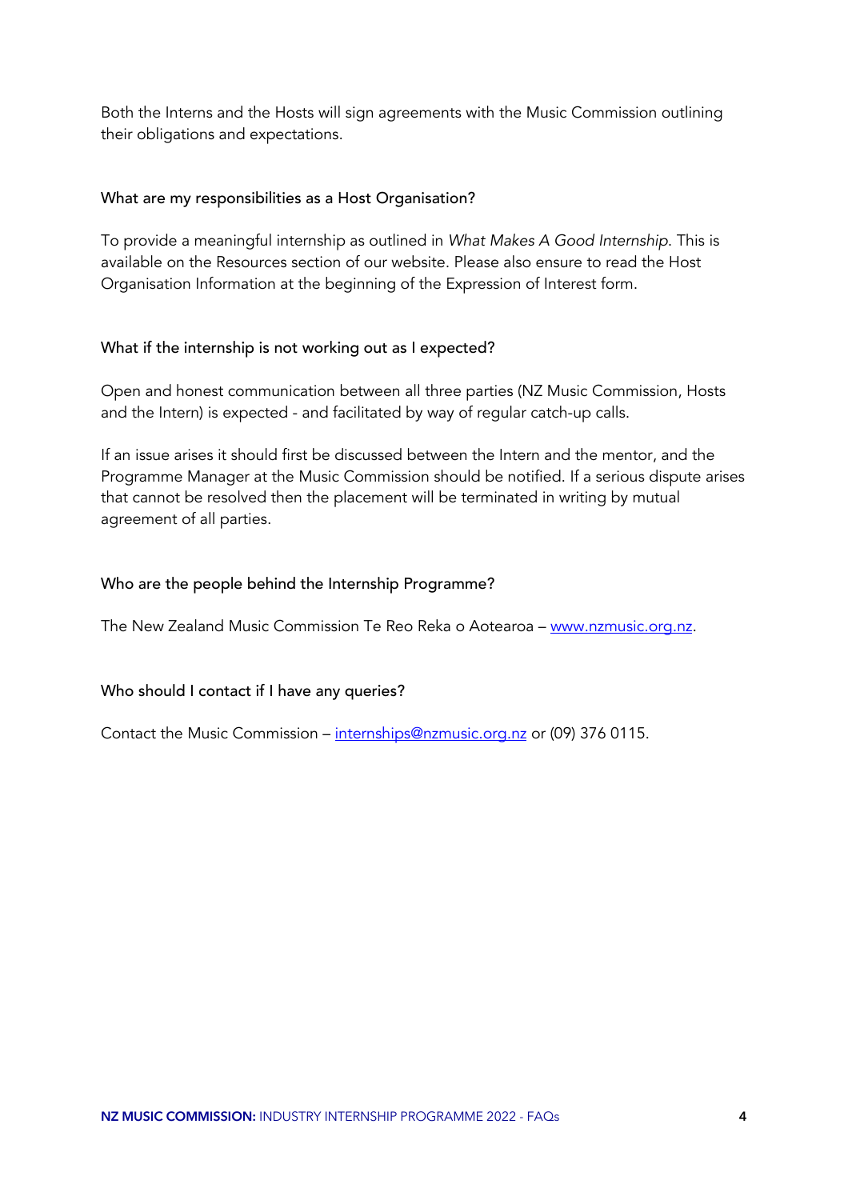Both the Interns and the Hosts will sign agreements with the Music Commission outlining their obligations and expectations.

### What are my responsibilities as a Host Organisation?

To provide a meaningful internship as outlined in *What Makes A Good Internship*. This is available on the Resources section of our website. Please also ensure to read the Host Organisation Information at the beginning of the Expression of Interest form.

### What if the internship is not working out as I expected?

Open and honest communication between all three parties (NZ Music Commission, Hosts and the Intern) is expected - and facilitated by way of regular catch-up calls.

If an issue arises it should first be discussed between the Intern and the mentor, and the Programme Manager at the Music Commission should be notified. If a serious dispute arises that cannot be resolved then the placement will be terminated in writing by mutual agreement of all parties.

### Who are the people behind the Internship Programme?

The New Zealand Music Commission Te Reo Reka o Aotearoa – [www.nzmusic.org.nz](http://www.nzmusic.org.nz).

### Who should I contact if I have any queries?

Contact the Music Commission – [internships@nzmusic.org.nz](mailto:internships@nzmusic.org.nz) or (09) 376 0115.